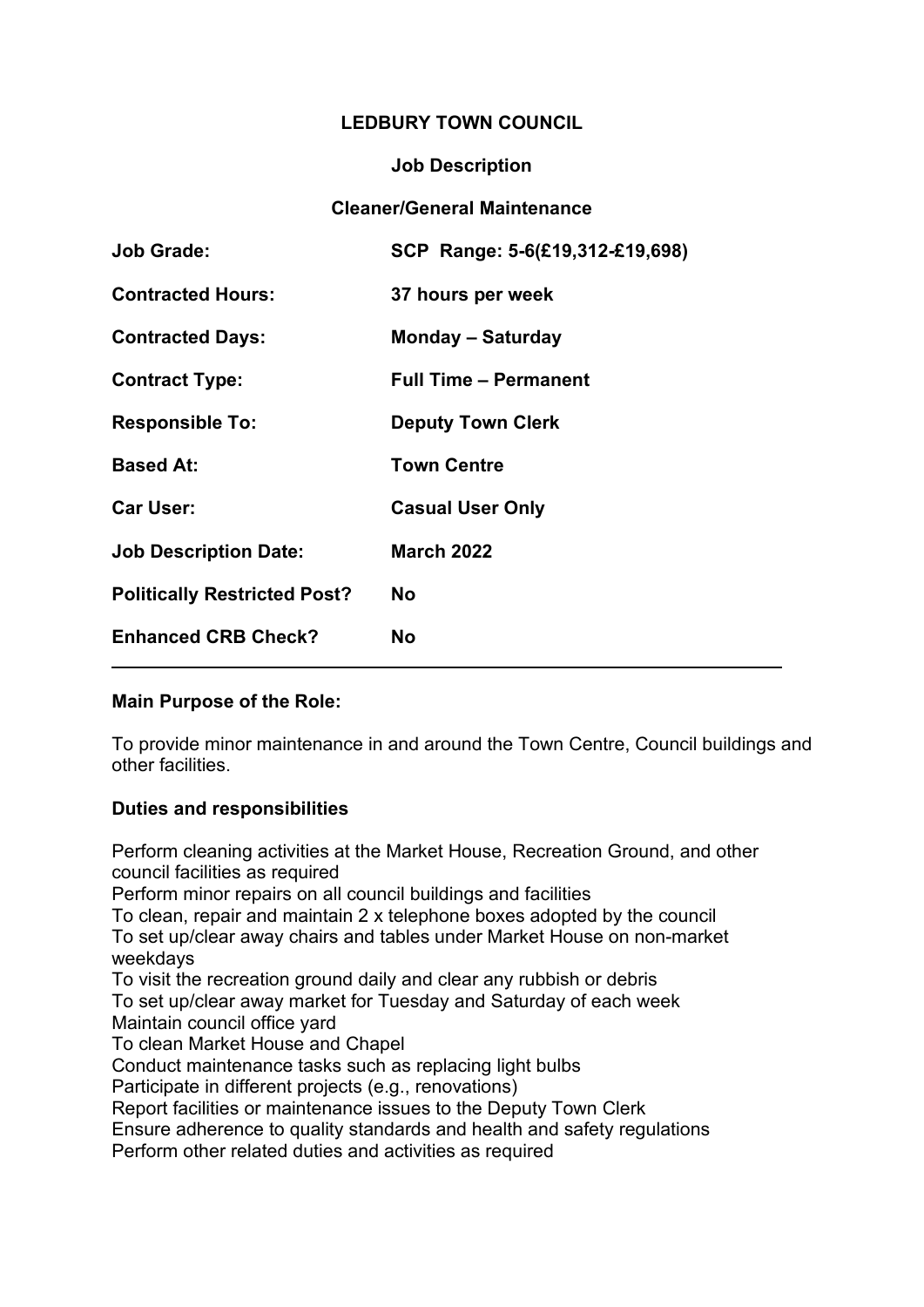# LEDBURY TOWN COUNCIL

## Job Description

### Cleaner/General Maintenance

| | |
|---|---|
| **Job Grade:** | **SCP Range: 5-6(£19,312-£19,698)** |
| **Contracted Hours:** | **37 hours per week** |
| **Contracted Days:** | **Monday – Saturday** |
| **Contract Type:** | **Full Time – Permanent** |
| **Responsible To:** | **Deputy Town Clerk** |
| **Based At:** | **Town Centre** |
| **Car User:** | **Casual User Only** |
| **Job Description Date:** | **March 2022** |
| **Politically Restricted Post?** | **No** |
| **Enhanced CRB Check?** | **No** |

---

**Main Purpose of the Role:**

To provide minor maintenance in and around the Town Centre, Council buildings and other facilities.

**Duties and responsibilities**

Perform cleaning activities at the Market House, Recreation Ground, and other council facilities as required
Perform minor repairs on all council buildings and facilities
To clean, repair and maintain 2 x telephone boxes adopted by the council
To set up/clear away chairs and tables under Market House on non-market weekdays
To visit the recreation ground daily and clear any rubbish or debris
To set up/clear away market for Tuesday and Saturday of each week
Maintain council office yard
To clean Market House and Chapel
Conduct maintenance tasks such as replacing light bulbs
Participate in different projects (e.g., renovations)
Report facilities or maintenance issues to the Deputy Town Clerk
Ensure adherence to quality standards and health and safety regulations
Perform other related duties and activities as required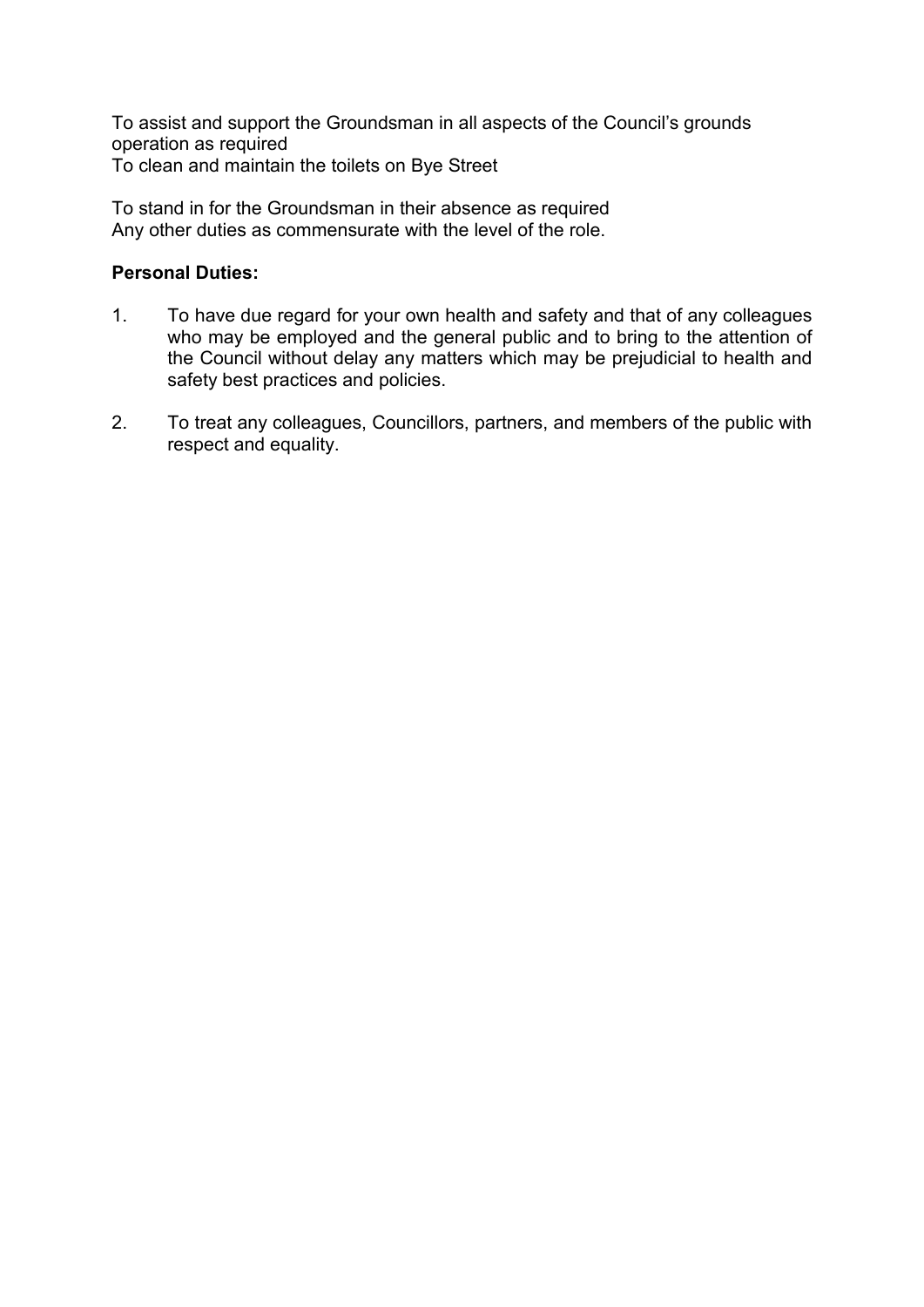To assist and support the Groundsman in all aspects of the Council's grounds operation as required
To clean and maintain the toilets on Bye Street

To stand in for the Groundsman in their absence as required
Any other duties as commensurate with the level of the role.

**Personal Duties:**

1. To have due regard for your own health and safety and that of any colleagues who may be employed and the general public and to bring to the attention of the Council without delay any matters which may be prejudicial to health and safety best practices and policies.

2. To treat any colleagues, Councillors, partners, and members of the public with respect and equality.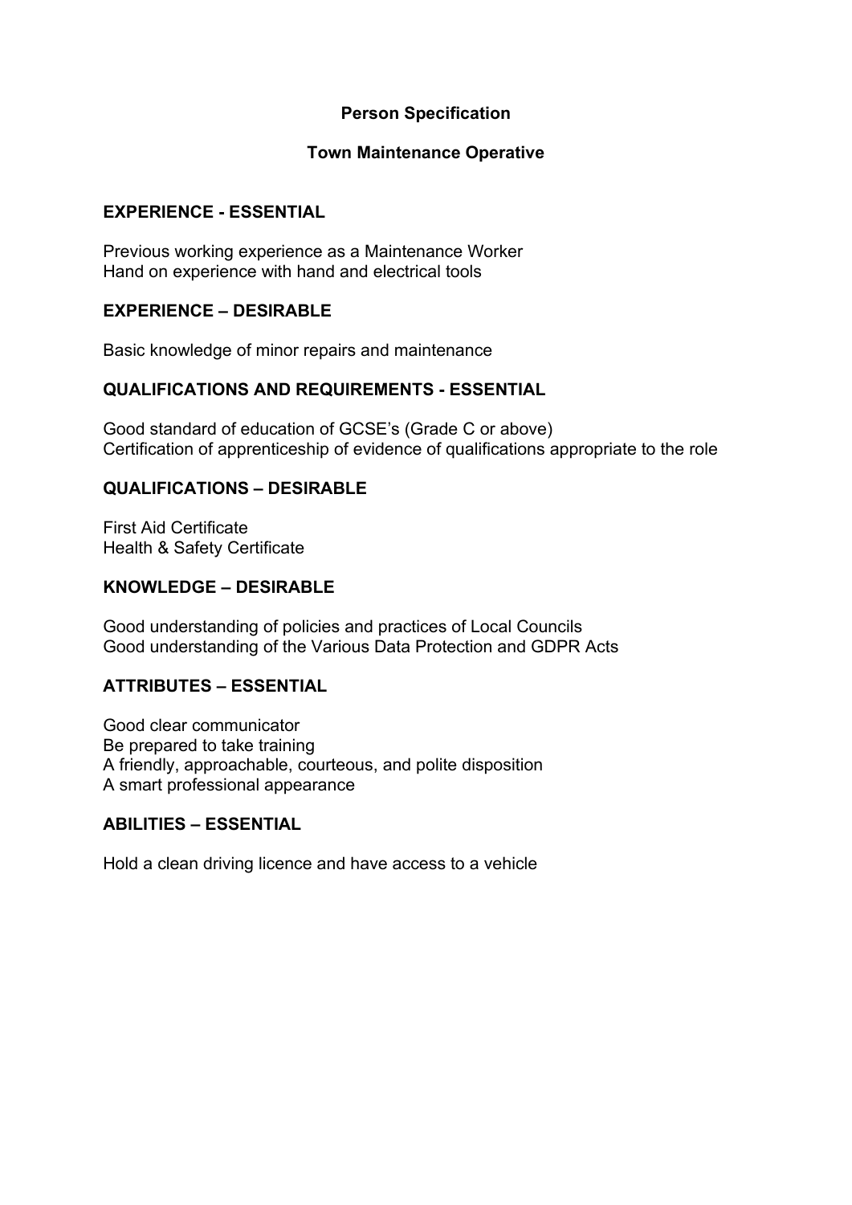**Person Specification**

**Town Maintenance Operative**

## EXPERIENCE - ESSENTIAL

Previous working experience as a Maintenance Worker
Hand on experience with hand and electrical tools

## EXPERIENCE – DESIRABLE

Basic knowledge of minor repairs and maintenance

## QUALIFICATIONS AND REQUIREMENTS - ESSENTIAL

Good standard of education of GCSE's (Grade C or above)
Certification of apprenticeship of evidence of qualifications appropriate to the role

## QUALIFICATIONS – DESIRABLE

First Aid Certificate
Health & Safety Certificate

## KNOWLEDGE – DESIRABLE

Good understanding of policies and practices of Local Councils
Good understanding of the Various Data Protection and GDPR Acts

## ATTRIBUTES – ESSENTIAL

Good clear communicator
Be prepared to take training
A friendly, approachable, courteous, and polite disposition
A smart professional appearance

## ABILITIES – ESSENTIAL

Hold a clean driving licence and have access to a vehicle